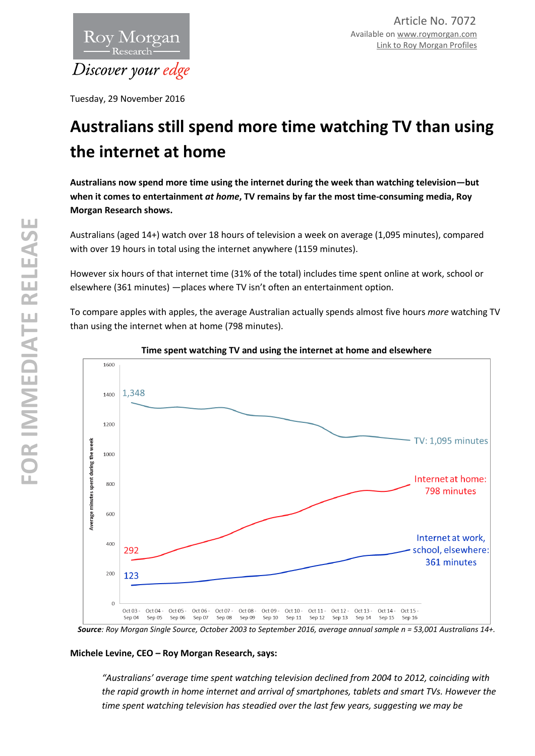Article No. 7072
Available on www.roymorgan.com
Link to Roy Morgan Profiles

Tuesday, 29 November 2016

# Australians still spend more time watching TV than using the internet at home

**Australians now spend more time using the internet during the week than watching television—but when it comes to entertainment *at home*, TV remains by far the most time-consuming media, Roy Morgan Research shows.**

Australians (aged 14+) watch over 18 hours of television a week on average (1,095 minutes), compared with over 19 hours in total using the internet anywhere (1159 minutes).

However six hours of that internet time (31% of the total) includes time spent online at work, school or elsewhere (361 minutes) —places where TV isn't often an entertainment option.

To compare apples with apples, the average Australian actually spends almost five hours *more* watching TV than using the internet when at home (798 minutes).

**Time spent watching TV and using the internet at home and elsewhere**

***Source***: *Roy Morgan Single Source, October 2003 to September 2016, average annual sample n = 53,001 Australians 14+.*

**Michele Levine, CEO – Roy Morgan Research, says:**

> *"Australians' average time spent watching television declined from 2004 to 2012, coinciding with the rapid growth in home internet and arrival of smartphones, tablets and smart TVs. However the time spent watching television has steadied over the last few years, suggesting we may be*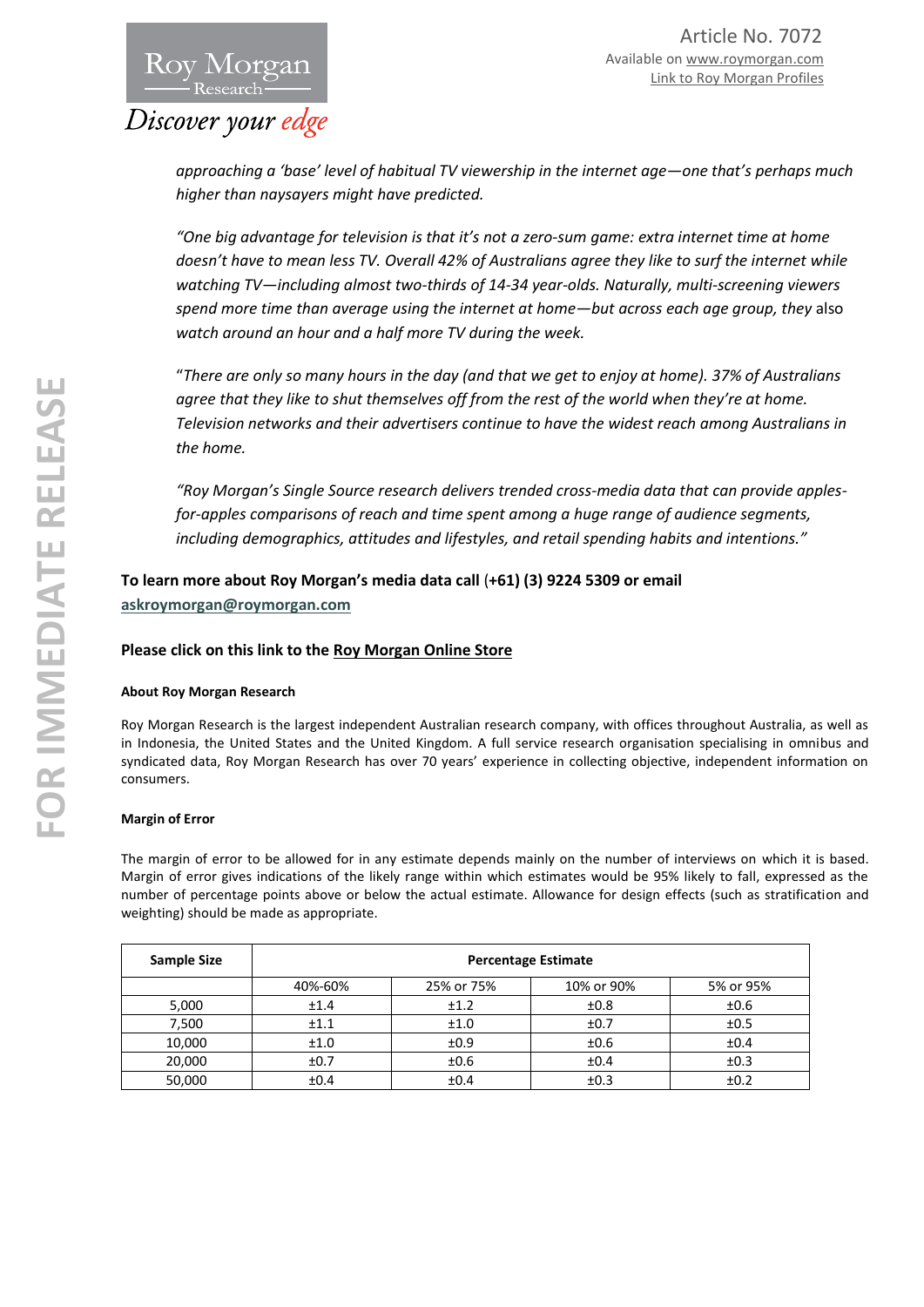*approaching a 'base' level of habitual TV viewership in the internet age—one that's perhaps much higher than naysayers might have predicted.*

*"One big advantage for television is that it's not a zero-sum game: extra internet time at home doesn't have to mean less TV. Overall 42% of Australians agree they like to surf the internet while watching TV—including almost two-thirds of 14-34 year-olds. Naturally, multi-screening viewers spend more time than average using the internet at home—but across each age group, they* also *watch around an hour and a half more TV during the week.*

"*There are only so many hours in the day (and that we get to enjoy at home). 37% of Australians agree that they like to shut themselves off from the rest of the world when they're at home. Television networks and their advertisers continue to have the widest reach among Australians in the home.*

*"Roy Morgan's Single Source research delivers trended cross-media data that can provide apples-for-apples comparisons of reach and time spent among a huge range of audience segments, including demographics, attitudes and lifestyles, and retail spending habits and intentions."*

**To learn more about Roy Morgan's media data call (+61) (3) 9224 5309 or email askroymorgan@roymorgan.com**

**Please click on this link to the Roy Morgan Online Store**

#### About Roy Morgan Research

Roy Morgan Research is the largest independent Australian research company, with offices throughout Australia, as well as in Indonesia, the United States and the United Kingdom. A full service research organisation specialising in omnibus and syndicated data, Roy Morgan Research has over 70 years' experience in collecting objective, independent information on consumers.

#### Margin of Error

The margin of error to be allowed for in any estimate depends mainly on the number of interviews on which it is based. Margin of error gives indications of the likely range within which estimates would be 95% likely to fall, expressed as the number of percentage points above or below the actual estimate. Allowance for design effects (such as stratification and weighting) should be made as appropriate.

| Sample Size | Percentage Estimate | | | |
|---|---|---|---|---|
| | 40%-60% | 25% or 75% | 10% or 90% | 5% or 95% |
| 5,000 | ±1.4 | ±1.2 | ±0.8 | ±0.6 |
| 7,500 | ±1.1 | ±1.0 | ±0.7 | ±0.5 |
| 10,000 | ±1.0 | ±0.9 | ±0.6 | ±0.4 |
| 20,000 | ±0.7 | ±0.6 | ±0.4 | ±0.3 |
| 50,000 | ±0.4 | ±0.4 | ±0.3 | ±0.2 |